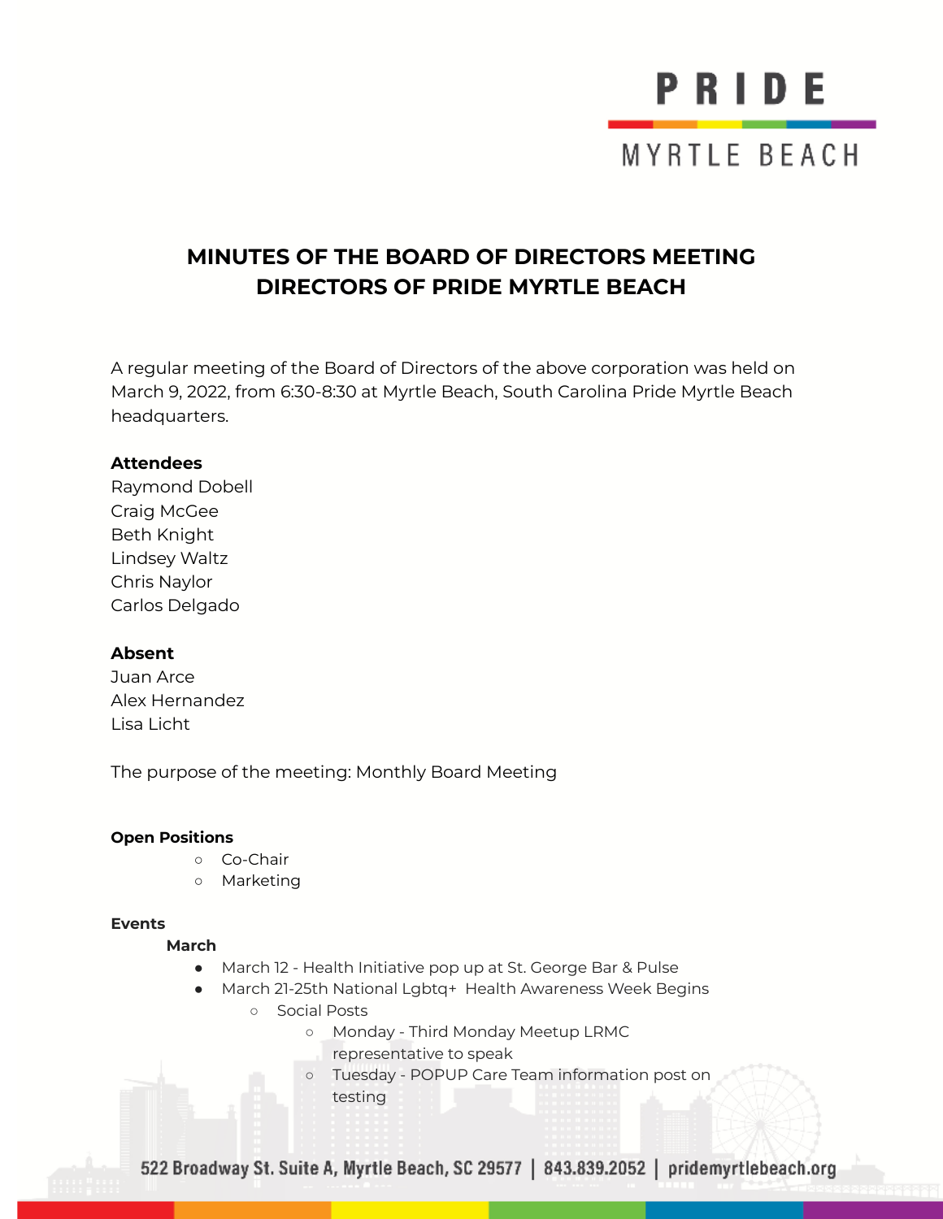# MINUTES OF THE BOARD OF DIRECTORS MEETING DIRECTORS OF PRIDE MYRTLE BEACH

A regular meeting of the Board of Directors of the above corporation was held on March 9, 2022, from 6:30-8:30 at Myrtle Beach, South Carolina Pride Myrtle Beach headquarters.

**Attendees**
Raymond Dobell
Craig McGee
Beth Knight
Lindsey Waltz
Chris Naylor
Carlos Delgado

**Absent**
Juan Arce
Alex Hernandez
Lisa Licht

The purpose of the meeting: Monthly Board Meeting

**Open Positions**

- Co-Chair
- Marketing

**Events**

**March**

- March 12 - Health Initiative pop up at St. George Bar & Pulse
- March 21-25th National Lgbtq+ Health Awareness Week Begins
  - Social Posts
    - Monday - Third Monday Meetup LRMC representative to speak
    - Tuesday - POPUP Care Team information post on testing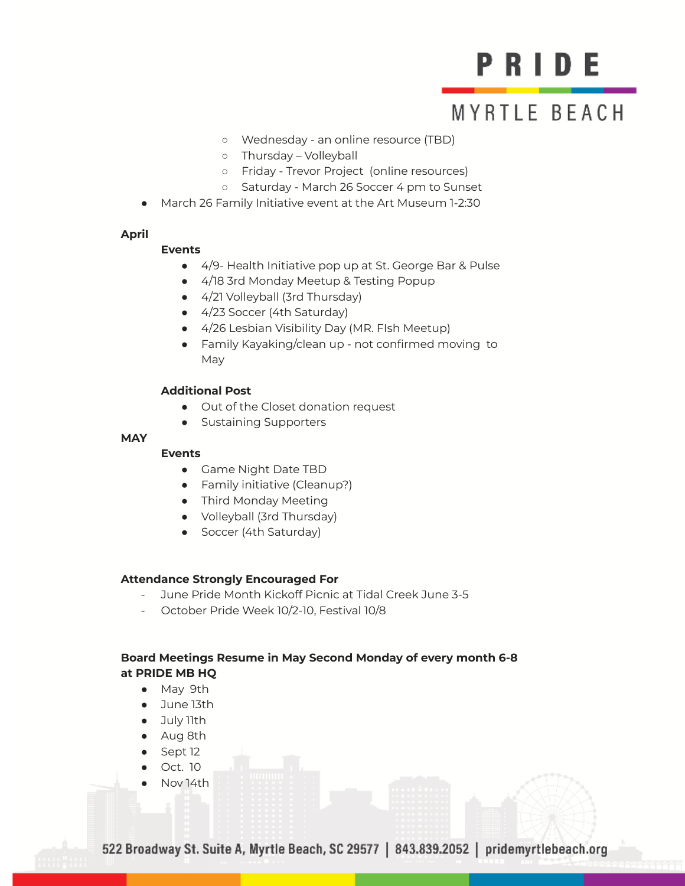- Wednesday - an online resource (TBD)
  - Thursday – Volleyball
  - Friday - Trevor Project (online resources)
  - Saturday - March 26 Soccer 4 pm to Sunset
- March 26 Family Initiative event at the Art Museum 1-2:30

**April**

**Events**

- 4/9- Health Initiative pop up at St. George Bar & Pulse
- 4/18 3rd Monday Meetup & Testing Popup
- 4/21 Volleyball (3rd Thursday)
- 4/23 Soccer (4th Saturday)
- 4/26 Lesbian Visibility Day (MR. FIsh Meetup)
- Family Kayaking/clean up - not confirmed moving to May

**Additional Post**

- Out of the Closet donation request
- Sustaining Supporters

**MAY**

**Events**

- Game Night Date TBD
- Family initiative (Cleanup?)
- Third Monday Meeting
- Volleyball (3rd Thursday)
- Soccer (4th Saturday)

**Attendance Strongly Encouraged For**

- June Pride Month Kickoff Picnic at Tidal Creek June 3-5
- October Pride Week 10/2-10, Festival 10/8

**Board Meetings Resume in May Second Monday of every month 6-8 at PRIDE MB HQ**

- May 9th
- June 13th
- July 11th
- Aug 8th
- Sept 12
- Oct. 10
- Nov 14th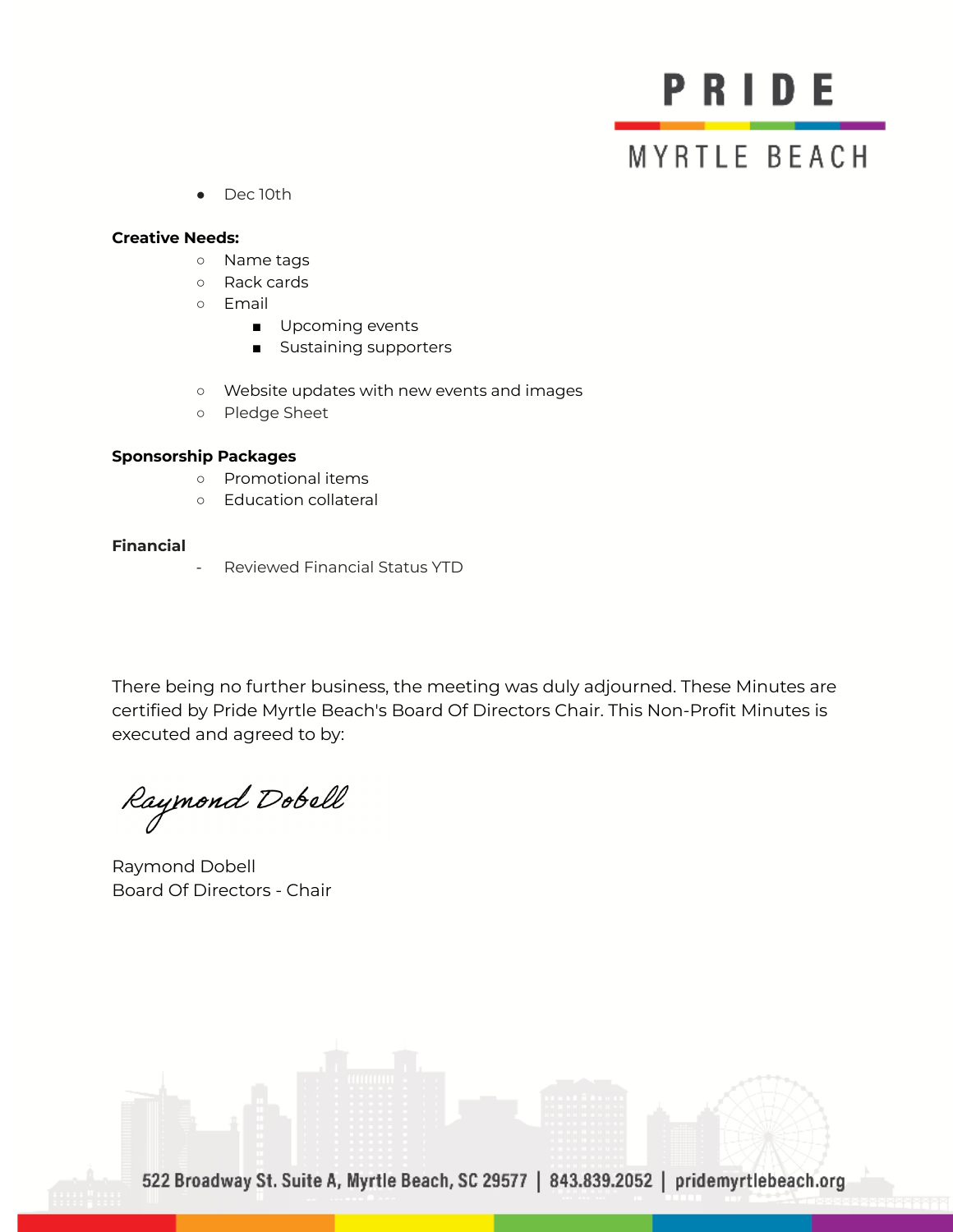- Dec 10th

**Creative Needs:**

- Name tags
- Rack cards
- Email
  - Upcoming events
  - Sustaining supporters
- Website updates with new events and images
- Pledge Sheet

**Sponsorship Packages**

- Promotional items
- Education collateral

**Financial**

- Reviewed Financial Status YTD

There being no further business, the meeting was duly adjourned. These Minutes are certified by Pride Myrtle Beach's Board Of Directors Chair. This Non-Profit Minutes is executed and agreed to by:

Raymond Dobell

Raymond Dobell
Board Of Directors - Chair